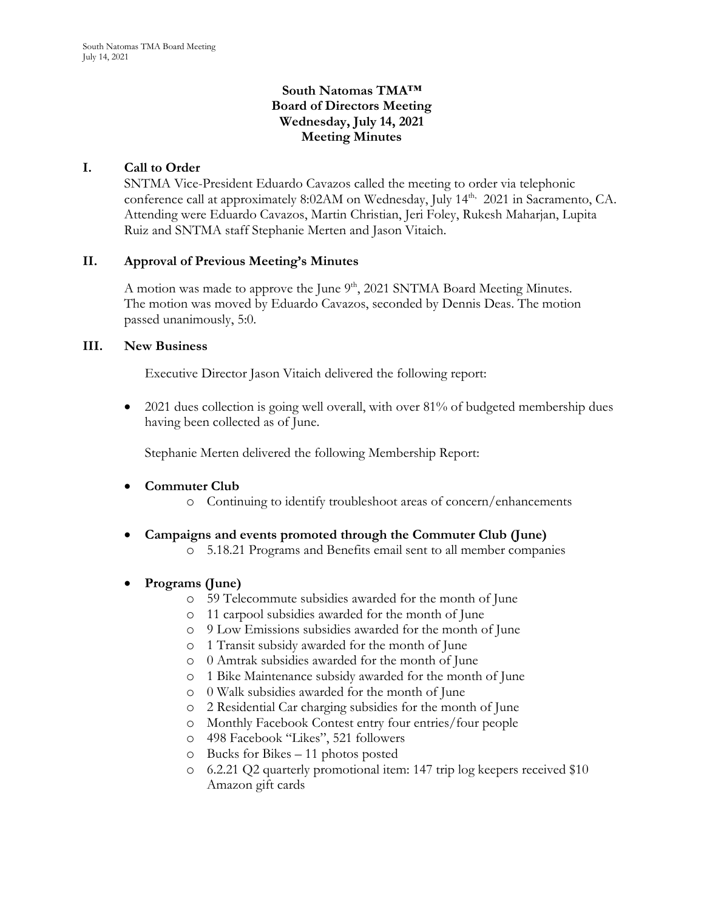**South Natomas TMA™**
**Board of Directors Meeting**
**Wednesday, July 14, 2021**
**Meeting Minutes**

## I. Call to Order

SNTMA Vice-President Eduardo Cavazos called the meeting to order via telephonic conference call at approximately 8:02AM on Wednesday, July 14th, 2021 in Sacramento, CA. Attending were Eduardo Cavazos, Martin Christian, Jeri Foley, Rukesh Maharjan, Lupita Ruiz and SNTMA staff Stephanie Merten and Jason Vitaich.

## II. Approval of Previous Meeting's Minutes

A motion was made to approve the June 9th, 2021 SNTMA Board Meeting Minutes. The motion was moved by Eduardo Cavazos, seconded by Dennis Deas. The motion passed unanimously, 5:0.

## III. New Business

Executive Director Jason Vitaich delivered the following report:

- 2021 dues collection is going well overall, with over 81% of budgeted membership dues having been collected as of June.

Stephanie Merten delivered the following Membership Report:

- **Commuter Club**
  - Continuing to identify troubleshoot areas of concern/enhancements
- **Campaigns and events promoted through the Commuter Club (June)**
  - 5.18.21 Programs and Benefits email sent to all member companies
- **Programs (June)**
  - 59 Telecommute subsidies awarded for the month of June
  - 11 carpool subsidies awarded for the month of June
  - 9 Low Emissions subsidies awarded for the month of June
  - 1 Transit subsidy awarded for the month of June
  - 0 Amtrak subsidies awarded for the month of June
  - 1 Bike Maintenance subsidy awarded for the month of June
  - 0 Walk subsidies awarded for the month of June
  - 2 Residential Car charging subsidies for the month of June
  - Monthly Facebook Contest entry four entries/four people
  - 498 Facebook "Likes", 521 followers
  - Bucks for Bikes – 11 photos posted
  - 6.2.21 Q2 quarterly promotional item: 147 trip log keepers received $10 Amazon gift cards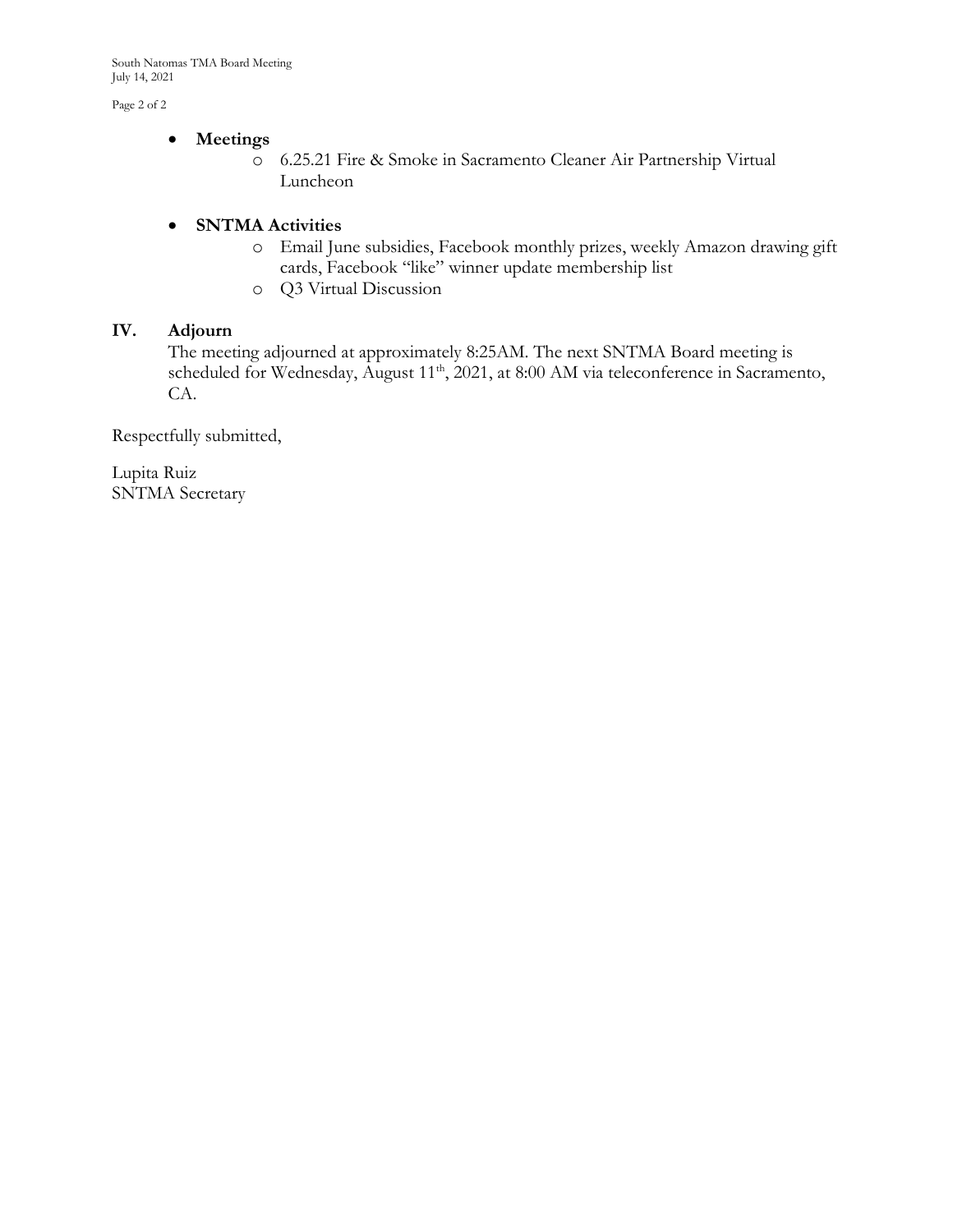- **Meetings**
  - 6.25.21 Fire & Smoke in Sacramento Cleaner Air Partnership Virtual Luncheon

- **SNTMA Activities**
  - Email June subsidies, Facebook monthly prizes, weekly Amazon drawing gift cards, Facebook "like" winner update membership list
  - Q3 Virtual Discussion

## IV. Adjourn

The meeting adjourned at approximately 8:25AM. The next SNTMA Board meeting is scheduled for Wednesday, August 11th, 2021, at 8:00 AM via teleconference in Sacramento, CA.

Respectfully submitted,

Lupita Ruiz
SNTMA Secretary